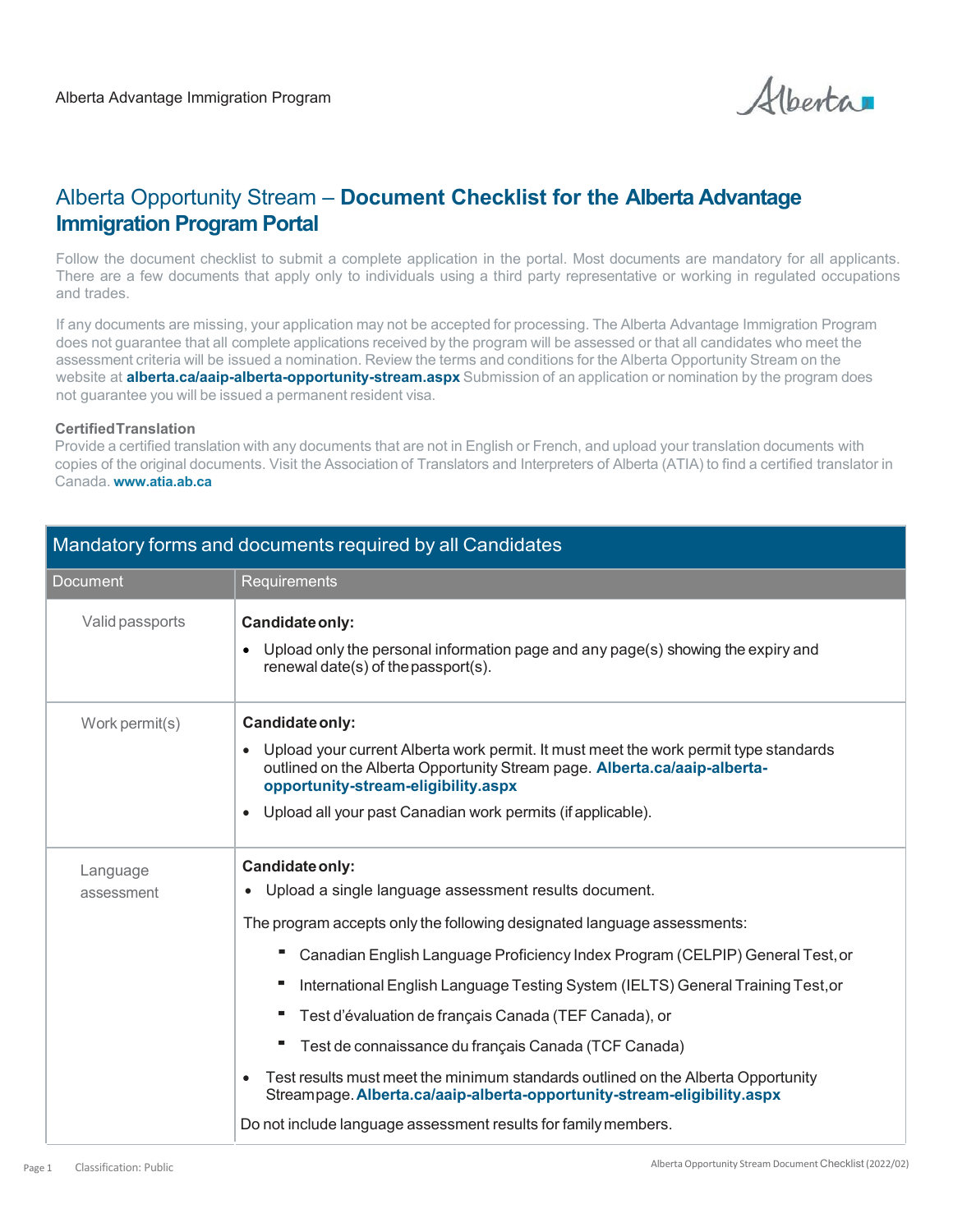# Alberta Opportunity Stream – **Document Checklist for the Alberta Advantage Immigration Program Portal**

Follow the document checklist to submit a complete application in the portal. Most documents are mandatory for all applicants. There are a few documents that apply only to individuals using a third party representative or working in regulated occupations and trades.

If any documents are missing, your application may not be accepted for processing. The Alberta Advantage Immigration Program does not guarantee that all complete applications received by the program will be assessed or that all candidates who meet the assessment criteria will be issued a nomination. Review the terms and conditions for the Alberta Opportunity Stream on the website at **alberta.ca/aaip-alberta-opportunity-stream.aspx** Submission of an application or nomination by the program does not guarantee you will be issued a permanent resident visa.

**Certified Translation**

Provide a certified translation with any documents that are not in English or French, and upload your translation documents with copies of the original documents. Visit the Association of Translators and Interpreters of Alberta (ATIA) to find a certified translator in Canada. **www.atia.ab.ca**

## Mandatory forms and documents required by all Candidates

| Document | Requirements |
|---|---|
| Valid passports | **Candidate only:**<br>• Upload only the personal information page and any page(s) showing the expiry and renewal date(s) of the passport(s). |
| Work permit(s) | **Candidate only:**<br>• Upload your current Alberta work permit. It must meet the work permit type standards outlined on the Alberta Opportunity Stream page. **Alberta.ca/aaip-alberta-opportunity-stream-eligibility.aspx**<br>• Upload all your past Canadian work permits (if applicable). |
| Language assessment | **Candidate only:**<br>• Upload a single language assessment results document.<br>The program accepts only the following designated language assessments:<br>▪ Canadian English Language Proficiency Index Program (CELPIP) General Test, or<br>▪ International English Language Testing System (IELTS) General Training Test, or<br>▪ Test d'évaluation de français Canada (TEF Canada), or<br>▪ Test de connaissance du français Canada (TCF Canada)<br>• Test results must meet the minimum standards outlined on the Alberta Opportunity Stream page. **Alberta.ca/aaip-alberta-opportunity-stream-eligibility.aspx**<br>Do not include language assessment results for family members. |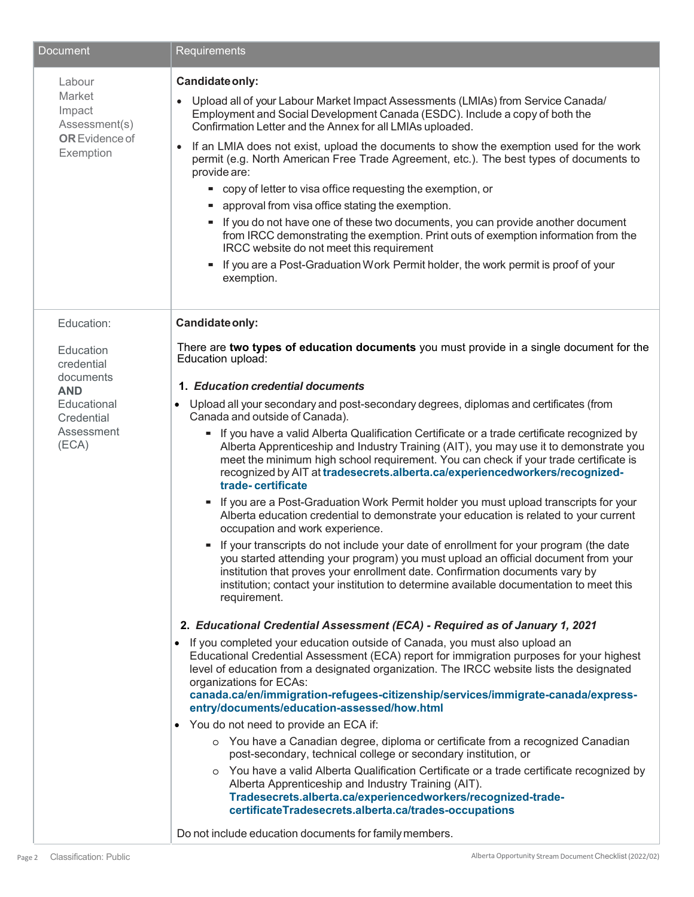| Document | Requirements |
|---|---|
| Labour Market Impact Assessment(s) **OR** Evidence of Exemption | **Candidate only:**<br>• Upload all of your Labour Market Impact Assessments (LMIAs) from Service Canada/ Employment and Social Development Canada (ESDC). Include a copy of both the Confirmation Letter and the Annex for all LMIAs uploaded.<br>• If an LMIA does not exist, upload the documents to show the exemption used for the work permit (e.g. North American Free Trade Agreement, etc.). The best types of documents to provide are:<br>  ▪ copy of letter to visa office requesting the exemption, or<br>  ▪ approval from visa office stating the exemption.<br>  ▪ If you do not have one of these two documents, you can provide another document from IRCC demonstrating the exemption. Print outs of exemption information from the IRCC website do not meet this requirement<br>  ▪ If you are a Post-Graduation Work Permit holder, the work permit is proof of your exemption. |
| Education:<br><br>Education credential documents **AND** Educational Credential Assessment (ECA) | **Candidate only:**<br><br>There are **two types of education documents** you must provide in a single document for the Education upload:<br><br>**1. *Education credential documents***<br>• Upload all your secondary and post-secondary degrees, diplomas and certificates (from Canada and outside of Canada).<br>  ▪ If you have a valid Alberta Qualification Certificate or a trade certificate recognized by Alberta Apprenticeship and Industry Training (AIT), you may use it to demonstrate you meet the minimum high school requirement. You can check if your trade certificate is recognized by AIT at **tradesecrets.alberta.ca/experiencedworkers/recognized-trade-certificate**<br>  ▪ If you are a Post-Graduation Work Permit holder you must upload transcripts for your Alberta education credential to demonstrate your education is related to your current occupation and work experience.<br>  ▪ If your transcripts do not include your date of enrollment for your program (the date you started attending your program) you must upload an official document from your institution that proves your enrollment date. Confirmation documents vary by institution; contact your institution to determine available documentation to meet this requirement.<br><br>**2. *Educational Credential Assessment (ECA) - Required as of January 1, 2021***<br>• If you completed your education outside of Canada, you must also upload an Educational Credential Assessment (ECA) report for immigration purposes for your highest level of education from a designated organization. The IRCC website lists the designated organizations for ECAs: **canada.ca/en/immigration-refugees-citizenship/services/immigrate-canada/express-entry/documents/education-assessed/how.html**<br>• You do not need to provide an ECA if:<br>  ○ You have a Canadian degree, diploma or certificate from a recognized Canadian post-secondary, technical college or secondary institution, or<br>  ○ You have a valid Alberta Qualification Certificate or a trade certificate recognized by Alberta Apprenticeship and Industry Training (AIT). **Tradesecrets.alberta.ca/experiencedworkers/recognized-trade-certificateTradesecrets.alberta.ca/trades-occupations**<br><br>Do not include education documents for family members. |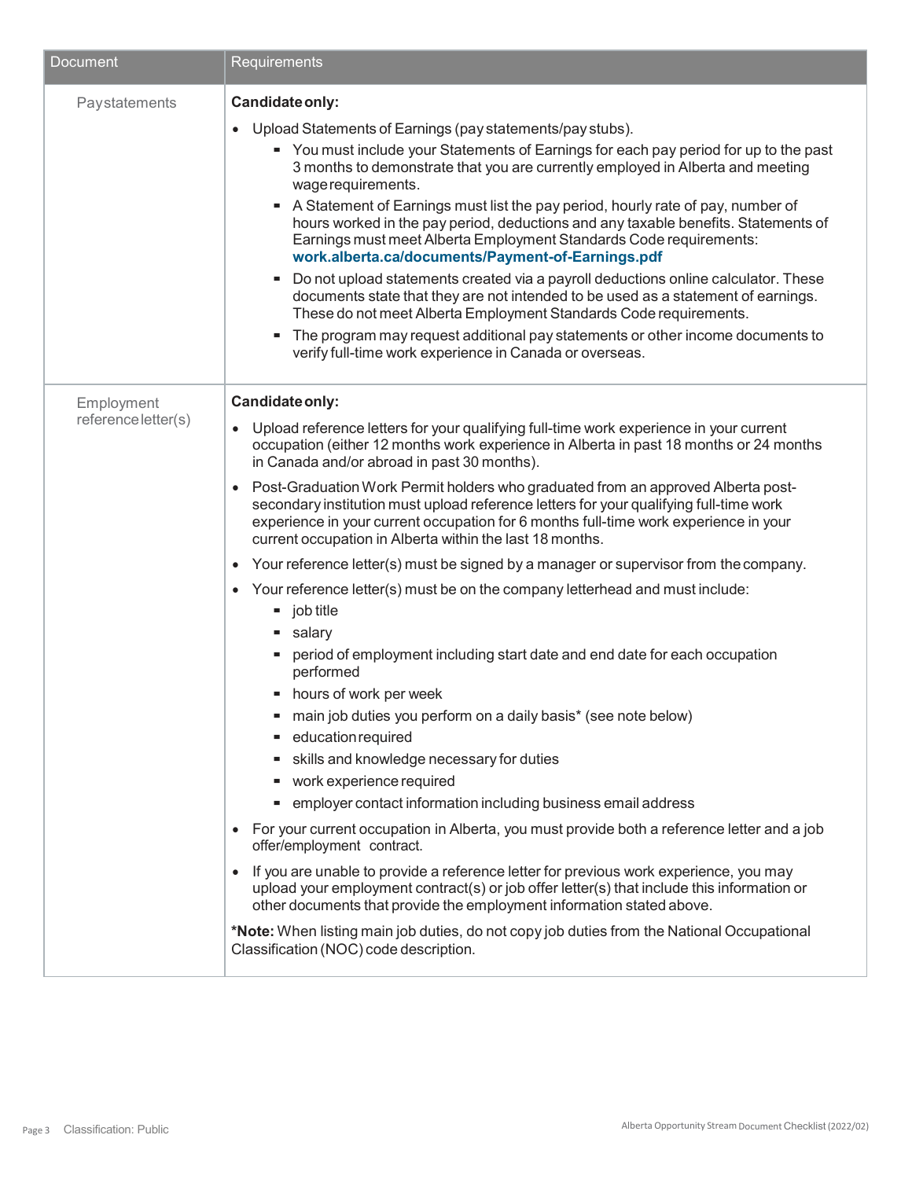| Document | Requirements |
|---|---|
| Paystatements | **Candidate only:**<br>• Upload Statements of Earnings (pay statements/pay stubs).<br>  ▪ You must include your Statements of Earnings for each pay period for up to the past 3 months to demonstrate that you are currently employed in Alberta and meeting wage requirements.<br>  ▪ A Statement of Earnings must list the pay period, hourly rate of pay, number of hours worked in the pay period, deductions and any taxable benefits. Statements of Earnings must meet Alberta Employment Standards Code requirements: **work.alberta.ca/documents/Payment-of-Earnings.pdf**<br>  ▪ Do not upload statements created via a payroll deductions online calculator. These documents state that they are not intended to be used as a statement of earnings. These do not meet Alberta Employment Standards Code requirements.<br>  ▪ The program may request additional pay statements or other income documents to verify full-time work experience in Canada or overseas. |
| Employment reference letter(s) | **Candidate only:**<br>• Upload reference letters for your qualifying full-time work experience in your current occupation (either 12 months work experience in Alberta in past 18 months or 24 months in Canada and/or abroad in past 30 months).<br>• Post-Graduation Work Permit holders who graduated from an approved Alberta post-secondary institution must upload reference letters for your qualifying full-time work experience in your current occupation for 6 months full-time work experience in your current occupation in Alberta within the last 18 months.<br>• Your reference letter(s) must be signed by a manager or supervisor from the company.<br>• Your reference letter(s) must be on the company letterhead and must include:<br>  ▪ job title<br>  ▪ salary<br>  ▪ period of employment including start date and end date for each occupation performed<br>  ▪ hours of work per week<br>  ▪ main job duties you perform on a daily basis* (see note below)<br>  ▪ education required<br>  ▪ skills and knowledge necessary for duties<br>  ▪ work experience required<br>  ▪ employer contact information including business email address<br>• For your current occupation in Alberta, you must provide both a reference letter and a job offer/employment contract.<br>• If you are unable to provide a reference letter for previous work experience, you may upload your employment contract(s) or job offer letter(s) that include this information or other documents that provide the employment information stated above.<br>***Note:** When listing main job duties, do not copy job duties from the National Occupational Classification (NOC) code description. |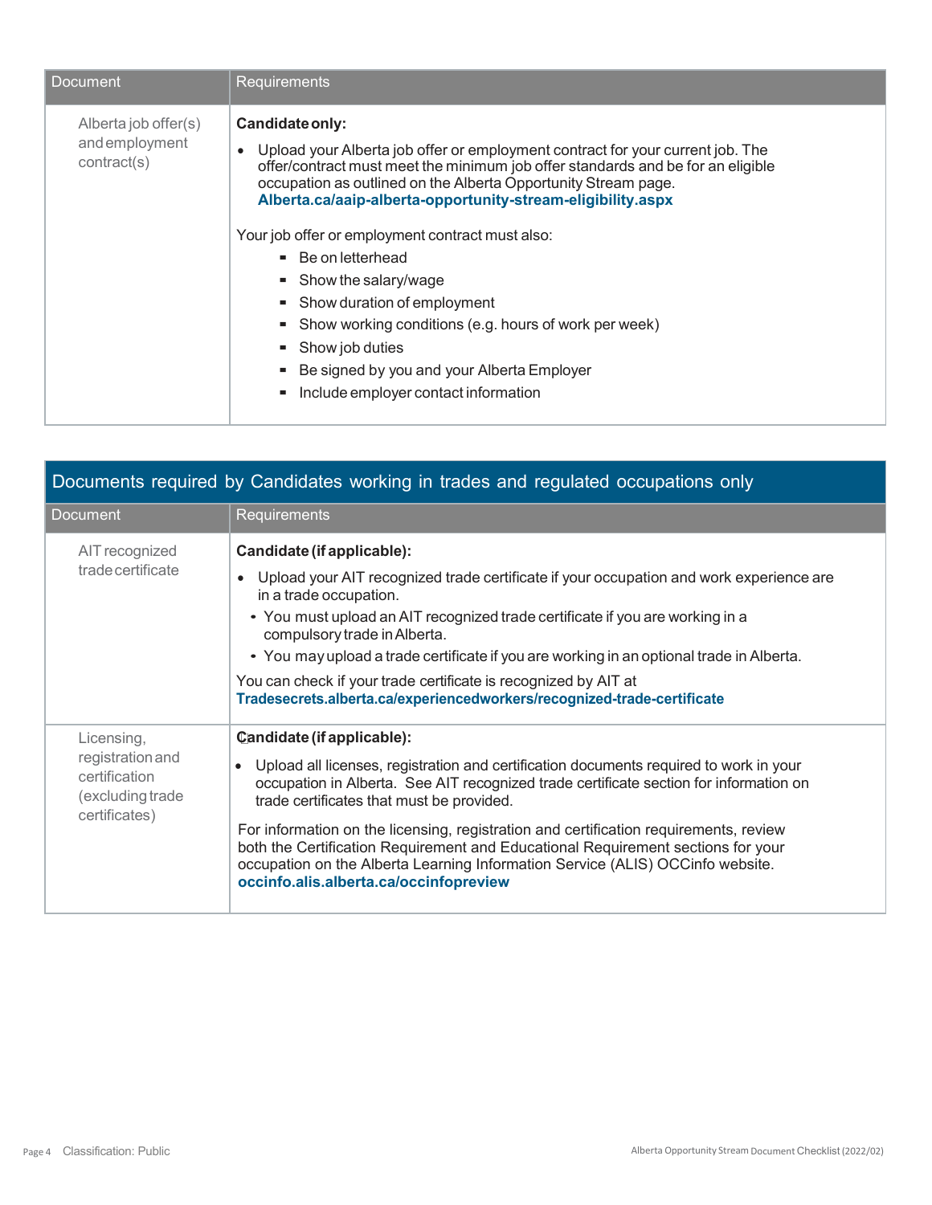| Document | Requirements |
| --- | --- |
| Alberta job offer(s) and employment contract(s) | **Candidate only:**<br>• Upload your Alberta job offer or employment contract for your current job. The offer/contract must meet the minimum job offer standards and be for an eligible occupation as outlined on the Alberta Opportunity Stream page. **Alberta.ca/aaip-alberta-opportunity-stream-eligibility.aspx**<br><br>Your job offer or employment contract must also:<br>▪ Be on letterhead<br>▪ Show the salary/wage<br>▪ Show duration of employment<br>▪ Show working conditions (e.g. hours of work per week)<br>▪ Show job duties<br>▪ Be signed by you and your Alberta Employer<br>▪ Include employer contact information |

## Documents required by Candidates working in trades and regulated occupations only

| Document | Requirements |
| --- | --- |
| AIT recognized trade certificate | **Candidate (if applicable):**<br>• Upload your AIT recognized trade certificate if your occupation and work experience are in a trade occupation.<br>  • You must upload an AIT recognized trade certificate if you are working in a compulsory trade in Alberta.<br>  • You may upload a trade certificate if you are working in an optional trade in Alberta.<br><br>You can check if your trade certificate is recognized by AIT at **Tradesecrets.alberta.ca/experiencedworkers/recognized-trade-certificate** |
| Licensing, registration and certification (excluding trade certificates) | **Candidate (if applicable):**<br>• Upload all licenses, registration and certification documents required to work in your occupation in Alberta. See AIT recognized trade certificate section for information on trade certificates that must be provided.<br><br>For information on the licensing, registration and certification requirements, review both the Certification Requirement and Educational Requirement sections for your occupation on the Alberta Learning Information Service (ALIS) OCCinfo website. **occinfo.alis.alberta.ca/occinfopreview** |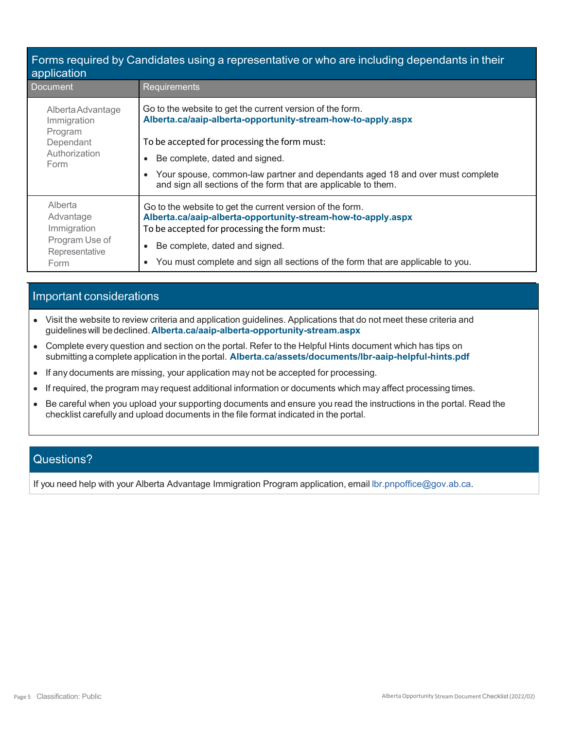## Forms required by Candidates using a representative or who are including dependants in their application

| Document | Requirements |
|---|---|
| Alberta Advantage Immigration Program Dependant Authorization Form | Go to the website to get the current version of the form. **Alberta.ca/aaip-alberta-opportunity-stream-how-to-apply.aspx**<br><br>To be accepted for processing the form must:<br>• Be complete, dated and signed.<br>• Your spouse, common-law partner and dependants aged 18 and over must complete and sign all sections of the form that are applicable to them. |
| Alberta Advantage Immigration Program Use of Representative Form | Go to the website to get the current version of the form. **Alberta.ca/aaip-alberta-opportunity-stream-how-to-apply.aspx**<br>To be accepted for processing the form must:<br>• Be complete, dated and signed.<br>• You must complete and sign all sections of the form that are applicable to you. |

## Important considerations

- Visit the website to review criteria and application guidelines. Applications that do not meet these criteria and guidelines will be declined. **Alberta.ca/aaip-alberta-opportunity-stream.aspx**
- Complete every question and section on the portal. Refer to the Helpful Hints document which has tips on submitting a complete application in the portal. **Alberta.ca/assets/documents/lbr-aaip-helpful-hints.pdf**
- If any documents are missing, your application may not be accepted for processing.
- If required, the program may request additional information or documents which may affect processing times.
- Be careful when you upload your supporting documents and ensure you read the instructions in the portal. Read the checklist carefully and upload documents in the file format indicated in the portal.

## Questions?

If you need help with your Alberta Advantage Immigration Program application, email lbr.pnpoffice@gov.ab.ca.